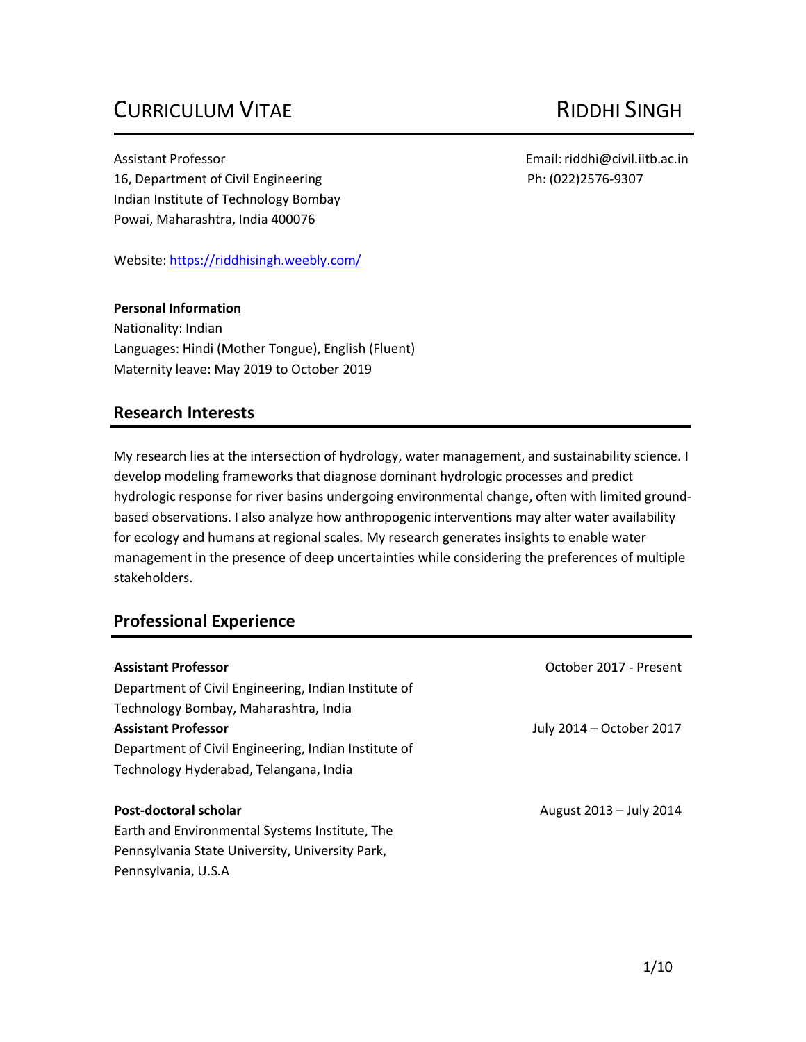# CURRICULUM VITAE — RIDDHI SINGH

Assistant Professor
16, Department of Civil Engineering
Indian Institute of Technology Bombay
Powai, Maharashtra, India 400076

Email: riddhi@civil.iitb.ac.in
Ph: (022)2576-9307

Website: [https://riddhisingh.weebly.com/](https://riddhisingh.weebly.com/)

**Personal Information**
Nationality: Indian
Languages: Hindi (Mother Tongue), English (Fluent)
Maternity leave: May 2019 to October 2019

## Research Interests

My research lies at the intersection of hydrology, water management, and sustainability science. I develop modeling frameworks that diagnose dominant hydrologic processes and predict hydrologic response for river basins undergoing environmental change, often with limited ground-based observations. I also analyze how anthropogenic interventions may alter water availability for ecology and humans at regional scales. My research generates insights to enable water management in the presence of deep uncertainties while considering the preferences of multiple stakeholders.

## Professional Experience

**Assistant Professor** — October 2017 - Present
Department of Civil Engineering, Indian Institute of Technology Bombay, Maharashtra, India

**Assistant Professor** — July 2014 – October 2017
Department of Civil Engineering, Indian Institute of Technology Hyderabad, Telangana, India

**Post-doctoral scholar** — August 2013 – July 2014
Earth and Environmental Systems Institute, The Pennsylvania State University, University Park, Pennsylvania, U.S.A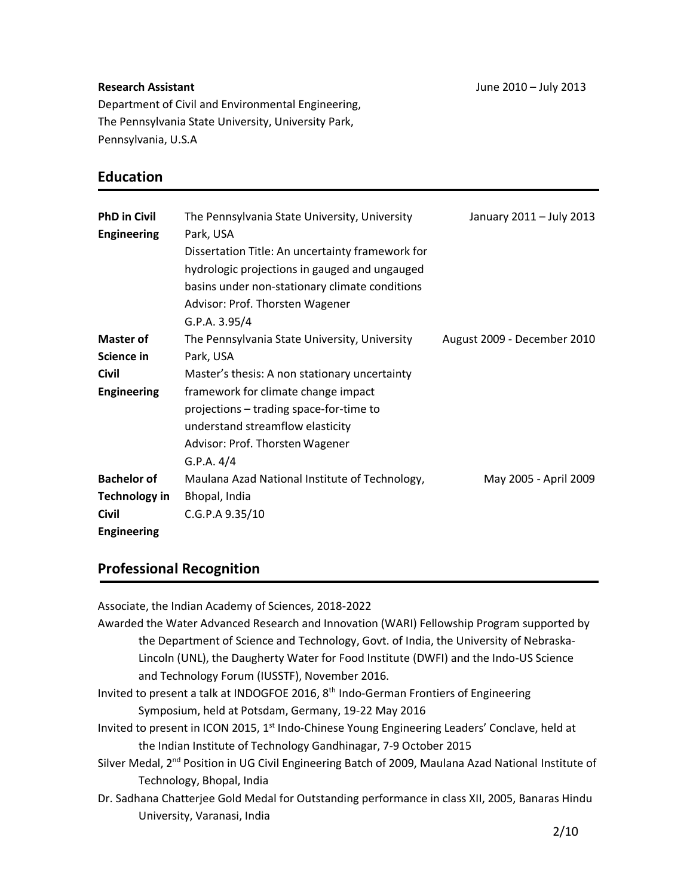**Research Assistant** June 2010 – July 2013

Department of Civil and Environmental Engineering,
The Pennsylvania State University, University Park,
Pennsylvania, U.S.A

## Education

| | | |
|---|---|---|
| **PhD in Civil Engineering** | The Pennsylvania State University, University Park, USA<br>Dissertation Title: An uncertainty framework for hydrologic projections in gauged and ungauged basins under non-stationary climate conditions<br>Advisor: Prof. Thorsten Wagener<br>G.P.A. 3.95/4 | January 2011 – July 2013 |
| **Master of Science in Civil Engineering** | The Pennsylvania State University, University Park, USA<br>Master's thesis: A non stationary uncertainty framework for climate change impact projections – trading space-for-time to understand streamflow elasticity<br>Advisor: Prof. Thorsten Wagener<br>G.P.A. 4/4 | August 2009 - December 2010 |
| **Bachelor of Technology in Civil Engineering** | Maulana Azad National Institute of Technology, Bhopal, India<br>C.G.P.A 9.35/10 | May 2005 - April 2009 |

## Professional Recognition

Associate, the Indian Academy of Sciences, 2018-2022

Awarded the Water Advanced Research and Innovation (WARI) Fellowship Program supported by the Department of Science and Technology, Govt. of India, the University of Nebraska-Lincoln (UNL), the Daugherty Water for Food Institute (DWFI) and the Indo-US Science and Technology Forum (IUSSTF), November 2016.

Invited to present a talk at INDOGFOE 2016, 8th Indo-German Frontiers of Engineering Symposium, held at Potsdam, Germany, 19-22 May 2016

Invited to present in ICON 2015, 1st Indo-Chinese Young Engineering Leaders' Conclave, held at the Indian Institute of Technology Gandhinagar, 7-9 October 2015

Silver Medal, 2nd Position in UG Civil Engineering Batch of 2009, Maulana Azad National Institute of Technology, Bhopal, India

Dr. Sadhana Chatterjee Gold Medal for Outstanding performance in class XII, 2005, Banaras Hindu University, Varanasi, India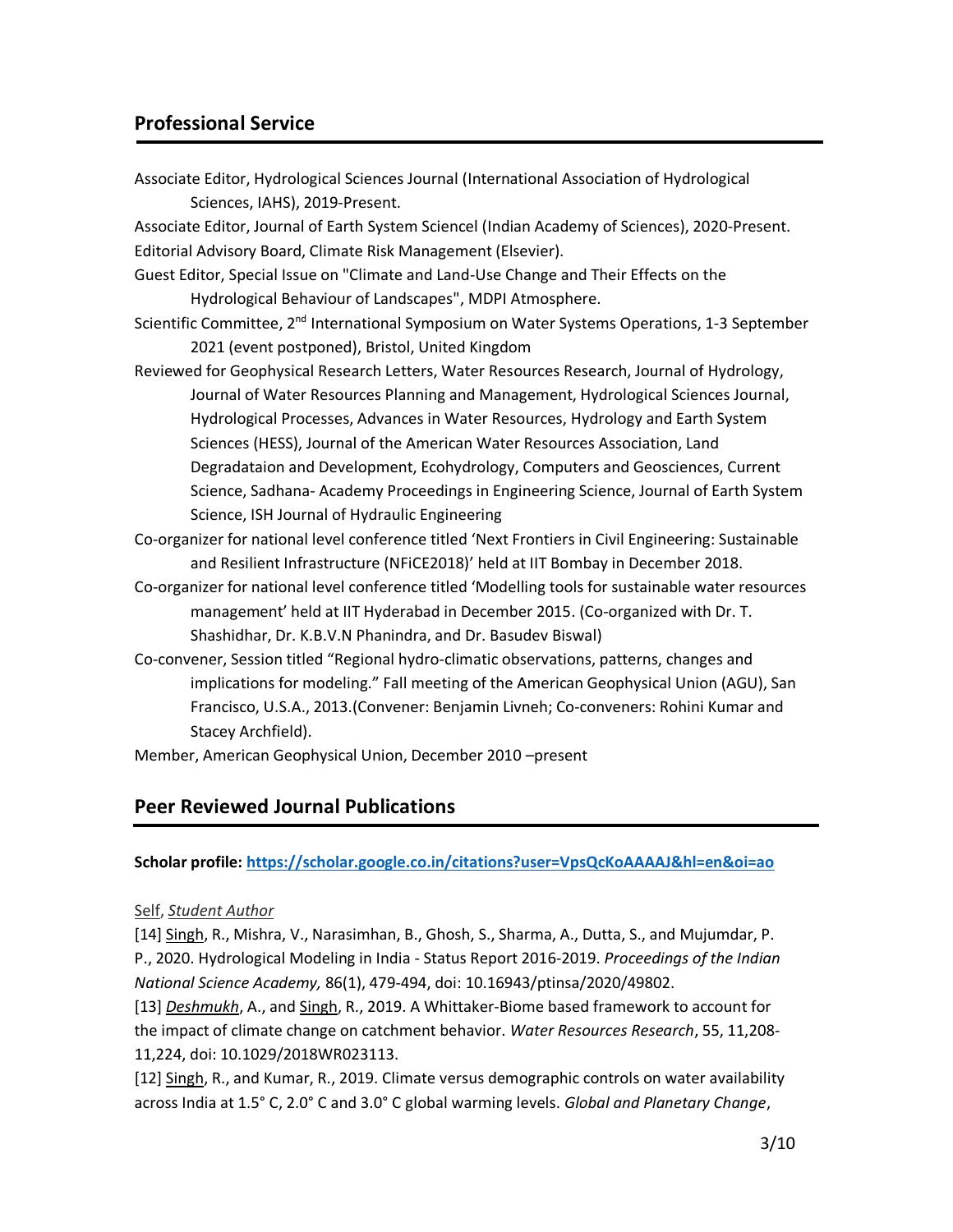## Professional Service

Associate Editor, Hydrological Sciences Journal (International Association of Hydrological Sciences, IAHS), 2019-Present.

Associate Editor, Journal of Earth System Sciencel (Indian Academy of Sciences), 2020-Present.

Editorial Advisory Board, Climate Risk Management (Elsevier).

Guest Editor, Special Issue on "Climate and Land-Use Change and Their Effects on the Hydrological Behaviour of Landscapes", MDPI Atmosphere.

Scientific Committee, 2nd International Symposium on Water Systems Operations, 1-3 September 2021 (event postponed), Bristol, United Kingdom

Reviewed for Geophysical Research Letters, Water Resources Research, Journal of Hydrology, Journal of Water Resources Planning and Management, Hydrological Sciences Journal, Hydrological Processes, Advances in Water Resources, Hydrology and Earth System Sciences (HESS), Journal of the American Water Resources Association, Land Degradataion and Development, Ecohydrology, Computers and Geosciences, Current Science, Sadhana- Academy Proceedings in Engineering Science, Journal of Earth System Science, ISH Journal of Hydraulic Engineering

Co-organizer for national level conference titled 'Next Frontiers in Civil Engineering: Sustainable and Resilient Infrastructure (NFiCE2018)' held at IIT Bombay in December 2018.

Co-organizer for national level conference titled 'Modelling tools for sustainable water resources management' held at IIT Hyderabad in December 2015. (Co-organized with Dr. T. Shashidhar, Dr. K.B.V.N Phanindra, and Dr. Basudev Biswal)

Co-convener, Session titled "Regional hydro-climatic observations, patterns, changes and implications for modeling." Fall meeting of the American Geophysical Union (AGU), San Francisco, U.S.A., 2013.(Convener: Benjamin Livneh; Co-conveners: Rohini Kumar and Stacey Archfield).

Member, American Geophysical Union, December 2010 –present

## Peer Reviewed Journal Publications

**Scholar profile: https://scholar.google.co.in/citations?user=VpsQcKoAAAAJ&hl=en&oi=ao**

Self, *Student Author*

[14] Singh, R., Mishra, V., Narasimhan, B., Ghosh, S., Sharma, A., Dutta, S., and Mujumdar, P. P., 2020. Hydrological Modeling in India - Status Report 2016-2019. *Proceedings of the Indian National Science Academy,* 86(1), 479-494, doi: 10.16943/ptinsa/2020/49802.

[13] *Deshmukh*, A., and Singh, R., 2019. A Whittaker-Biome based framework to account for the impact of climate change on catchment behavior. *Water Resources Research*, 55, 11,208-11,224, doi: 10.1029/2018WR023113.

[12] Singh, R., and Kumar, R., 2019. Climate versus demographic controls on water availability across India at 1.5° C, 2.0° C and 3.0° C global warming levels. *Global and Planetary Change*,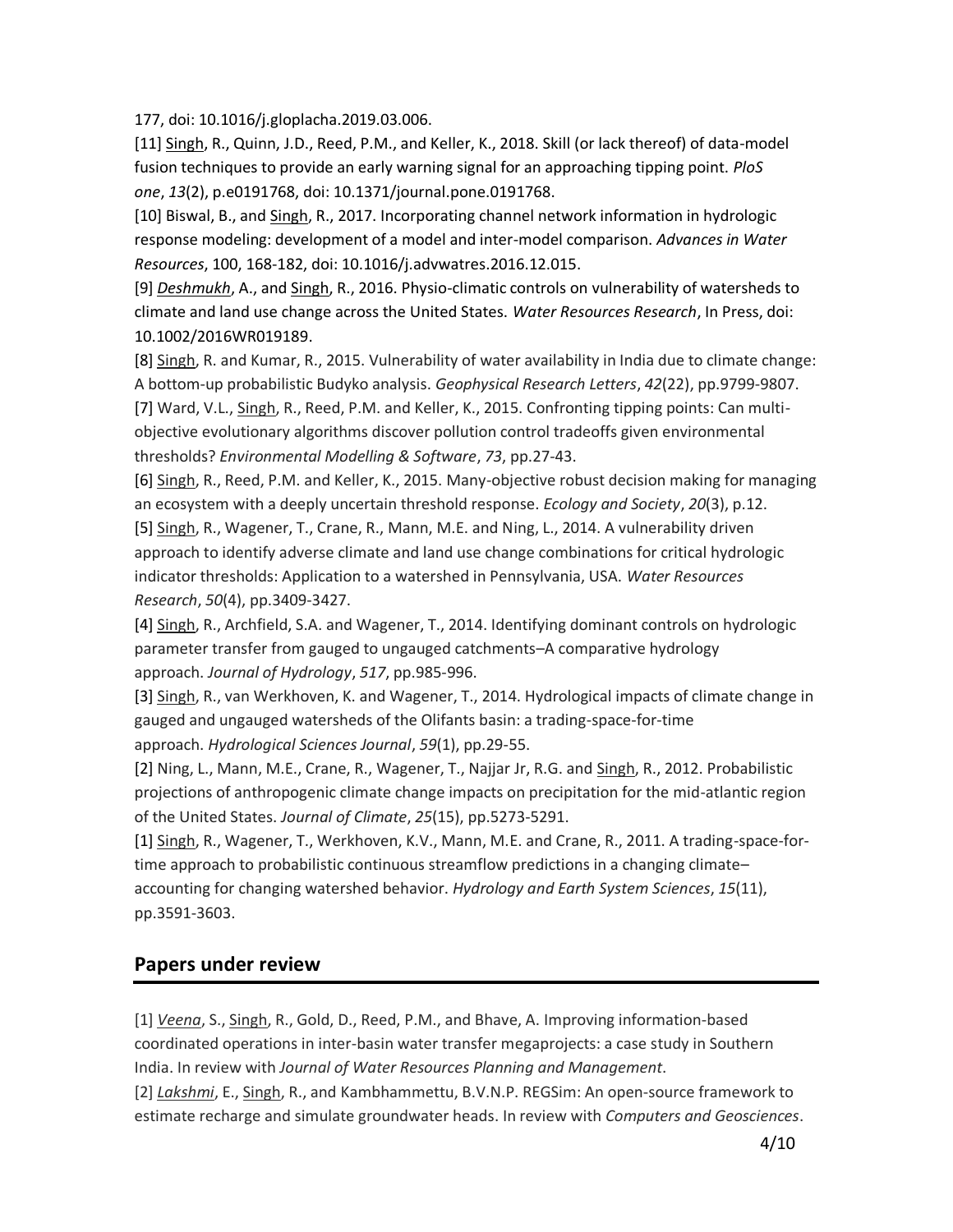177, doi: 10.1016/j.gloplacha.2019.03.006.

[11] Singh, R., Quinn, J.D., Reed, P.M., and Keller, K., 2018. Skill (or lack thereof) of data-model fusion techniques to provide an early warning signal for an approaching tipping point. *PloS one*, *13*(2), p.e0191768, doi: 10.1371/journal.pone.0191768.

[10] Biswal, B., and Singh, R., 2017. Incorporating channel network information in hydrologic response modeling: development of a model and inter-model comparison. *Advances in Water Resources*, 100, 168-182, doi: 10.1016/j.advwatres.2016.12.015.

[9] *Deshmukh*, A., and Singh, R., 2016. Physio-climatic controls on vulnerability of watersheds to climate and land use change across the United States. *Water Resources Research*, In Press, doi: 10.1002/2016WR019189.

[8] Singh, R. and Kumar, R., 2015. Vulnerability of water availability in India due to climate change: A bottom-up probabilistic Budyko analysis. *Geophysical Research Letters*, *42*(22), pp.9799-9807.

[7] Ward, V.L., Singh, R., Reed, P.M. and Keller, K., 2015. Confronting tipping points: Can multi-objective evolutionary algorithms discover pollution control tradeoffs given environmental thresholds? *Environmental Modelling & Software*, *73*, pp.27-43.

[6] Singh, R., Reed, P.M. and Keller, K., 2015. Many-objective robust decision making for managing an ecosystem with a deeply uncertain threshold response. *Ecology and Society*, *20*(3), p.12.

[5] Singh, R., Wagener, T., Crane, R., Mann, M.E. and Ning, L., 2014. A vulnerability driven approach to identify adverse climate and land use change combinations for critical hydrologic indicator thresholds: Application to a watershed in Pennsylvania, USA. *Water Resources Research*, *50*(4), pp.3409-3427.

[4] Singh, R., Archfield, S.A. and Wagener, T., 2014. Identifying dominant controls on hydrologic parameter transfer from gauged to ungauged catchments–A comparative hydrology approach. *Journal of Hydrology*, *517*, pp.985-996.

[3] Singh, R., van Werkhoven, K. and Wagener, T., 2014. Hydrological impacts of climate change in gauged and ungauged watersheds of the Olifants basin: a trading-space-for-time approach. *Hydrological Sciences Journal*, *59*(1), pp.29-55.

[2] Ning, L., Mann, M.E., Crane, R., Wagener, T., Najjar Jr, R.G. and Singh, R., 2012. Probabilistic projections of anthropogenic climate change impacts on precipitation for the mid-atlantic region of the United States. *Journal of Climate*, *25*(15), pp.5273-5291.

[1] Singh, R., Wagener, T., Werkhoven, K.V., Mann, M.E. and Crane, R., 2011. A trading-space-for-time approach to probabilistic continuous streamflow predictions in a changing climate–accounting for changing watershed behavior. *Hydrology and Earth System Sciences*, *15*(11), pp.3591-3603.

## Papers under review

[1] *Veena*, S., Singh, R., Gold, D., Reed, P.M., and Bhave, A. Improving information-based coordinated operations in inter-basin water transfer megaprojects: a case study in Southern India. In review with *Journal of Water Resources Planning and Management*.

[2] *Lakshmi*, E., Singh, R., and Kambhammettu, B.V.N.P. REGSim: An open-source framework to estimate recharge and simulate groundwater heads. In review with *Computers and Geosciences*.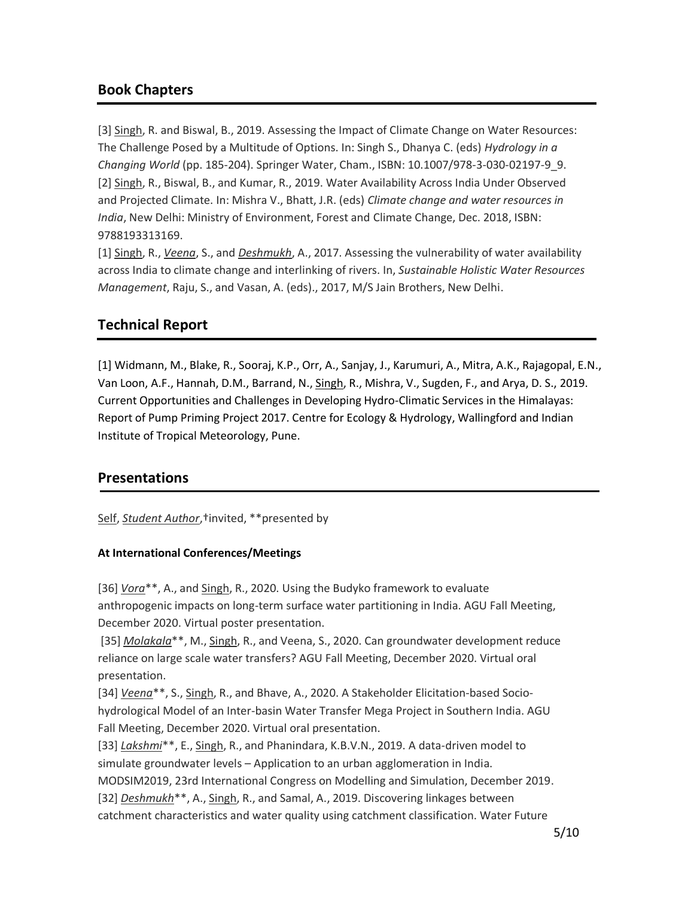## Book Chapters

[3] <u>Singh</u>, R. and Biswal, B., 2019. Assessing the Impact of Climate Change on Water Resources: The Challenge Posed by a Multitude of Options. In: Singh S., Dhanya C. (eds) *Hydrology in a Changing World* (pp. 185-204). Springer Water, Cham., ISBN: 10.1007/978-3-030-02197-9_9.

[2] <u>Singh</u>, R., Biswal, B., and Kumar, R., 2019. Water Availability Across India Under Observed and Projected Climate. In: Mishra V., Bhatt, J.R. (eds) *Climate change and water resources in India*, New Delhi: Ministry of Environment, Forest and Climate Change, Dec. 2018, ISBN: 9788193313169.

[1] <u>Singh</u>, R., <u>*Veena*</u>, S., and <u>*Deshmukh*</u>, A., 2017. Assessing the vulnerability of water availability across India to climate change and interlinking of rivers. In, *Sustainable Holistic Water Resources Management*, Raju, S., and Vasan, A. (eds)., 2017, M/S Jain Brothers, New Delhi.

## Technical Report

[1] Widmann, M., Blake, R., Sooraj, K.P., Orr, A., Sanjay, J., Karumuri, A., Mitra, A.K., Rajagopal, E.N., Van Loon, A.F., Hannah, D.M., Barrand, N., <u>Singh</u>, R., Mishra, V., Sugden, F., and Arya, D. S., 2019. Current Opportunities and Challenges in Developing Hydro-Climatic Services in the Himalayas: Report of Pump Priming Project 2017. Centre for Ecology & Hydrology, Wallingford and Indian Institute of Tropical Meteorology, Pune.

## Presentations

<u>Self</u>, <u>*Student Author*</u>,†invited, **presented by

#### At International Conferences/Meetings

[36] <u>*Vora*</u>**, A., and <u>Singh</u>, R., 2020. Using the Budyko framework to evaluate anthropogenic impacts on long-term surface water partitioning in India. AGU Fall Meeting, December 2020. Virtual poster presentation.

[35] <u>*Molakala*</u>**, M., <u>Singh</u>, R., and Veena, S., 2020. Can groundwater development reduce reliance on large scale water transfers? AGU Fall Meeting, December 2020. Virtual oral presentation.

[34] <u>*Veena*</u>**, S., <u>Singh</u>, R., and Bhave, A., 2020. A Stakeholder Elicitation-based Socio-hydrological Model of an Inter-basin Water Transfer Mega Project in Southern India. AGU Fall Meeting, December 2020. Virtual oral presentation.

[33] <u>*Lakshmi*</u>**, E., <u>Singh</u>, R., and Phanindara, K.B.V.N., 2019. A data-driven model to simulate groundwater levels – Application to an urban agglomeration in India. MODSIM2019, 23rd International Congress on Modelling and Simulation, December 2019.

[32] <u>*Deshmukh*</u>**, A., <u>Singh</u>, R., and Samal, A., 2019. Discovering linkages between catchment characteristics and water quality using catchment classification. Water Future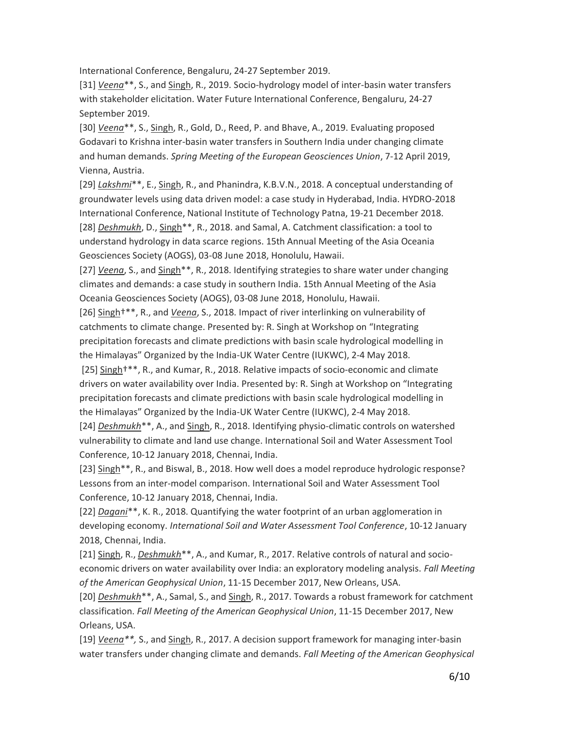International Conference, Bengaluru, 24-27 September 2019.

[31] *Veena*\*\*, S., and Singh, R., 2019. Socio-hydrology model of inter-basin water transfers with stakeholder elicitation. Water Future International Conference, Bengaluru, 24-27 September 2019.

[30] *Veena*\*\*, S., Singh, R., Gold, D., Reed, P. and Bhave, A., 2019. Evaluating proposed Godavari to Krishna inter-basin water transfers in Southern India under changing climate and human demands. *Spring Meeting of the European Geosciences Union*, 7-12 April 2019, Vienna, Austria.

[29] *Lakshmi*\*\*, E., Singh, R., and Phanindra, K.B.V.N., 2018. A conceptual understanding of groundwater levels using data driven model: a case study in Hyderabad, India. HYDRO-2018 International Conference, National Institute of Technology Patna, 19-21 December 2018.

[28] *Deshmukh*, D., Singh\*\*, R., 2018. and Samal, A. Catchment classification: a tool to understand hydrology in data scarce regions. 15th Annual Meeting of the Asia Oceania Geosciences Society (AOGS), 03-08 June 2018, Honolulu, Hawaii.

[27] *Veena*, S., and Singh\*\*, R., 2018. Identifying strategies to share water under changing climates and demands: a case study in southern India. 15th Annual Meeting of the Asia Oceania Geosciences Society (AOGS), 03-08 June 2018, Honolulu, Hawaii.

[26] Singh†\*\*, R., and *Veena*, S., 2018. Impact of river interlinking on vulnerability of catchments to climate change. Presented by: R. Singh at Workshop on "Integrating precipitation forecasts and climate predictions with basin scale hydrological modelling in the Himalayas" Organized by the India-UK Water Centre (IUKWC), 2-4 May 2018.

[25] Singh†\*\*, R., and Kumar, R., 2018. Relative impacts of socio-economic and climate drivers on water availability over India. Presented by: R. Singh at Workshop on "Integrating precipitation forecasts and climate predictions with basin scale hydrological modelling in the Himalayas" Organized by the India-UK Water Centre (IUKWC), 2-4 May 2018.

[24] *Deshmukh*\*\*, A., and Singh, R., 2018. Identifying physio-climatic controls on watershed vulnerability to climate and land use change. International Soil and Water Assessment Tool Conference, 10-12 January 2018, Chennai, India.

[23] Singh\*\*, R., and Biswal, B., 2018. How well does a model reproduce hydrologic response? Lessons from an inter-model comparison. International Soil and Water Assessment Tool Conference, 10-12 January 2018, Chennai, India.

[22] *Dagani*\*\*, K. R., 2018. Quantifying the water footprint of an urban agglomeration in developing economy. *International Soil and Water Assessment Tool Conference*, 10-12 January 2018, Chennai, India.

[21] Singh, R., *Deshmukh*\*\*, A., and Kumar, R., 2017. Relative controls of natural and socio-economic drivers on water availability over India: an exploratory modeling analysis. *Fall Meeting of the American Geophysical Union*, 11-15 December 2017, New Orleans, USA.

[20] *Deshmukh*\*\*, A., Samal, S., and Singh, R., 2017. Towards a robust framework for catchment classification. *Fall Meeting of the American Geophysical Union*, 11-15 December 2017, New Orleans, USA.

[19] *Veena\*\**, S., and Singh, R., 2017. A decision support framework for managing inter-basin water transfers under changing climate and demands. *Fall Meeting of the American Geophysical*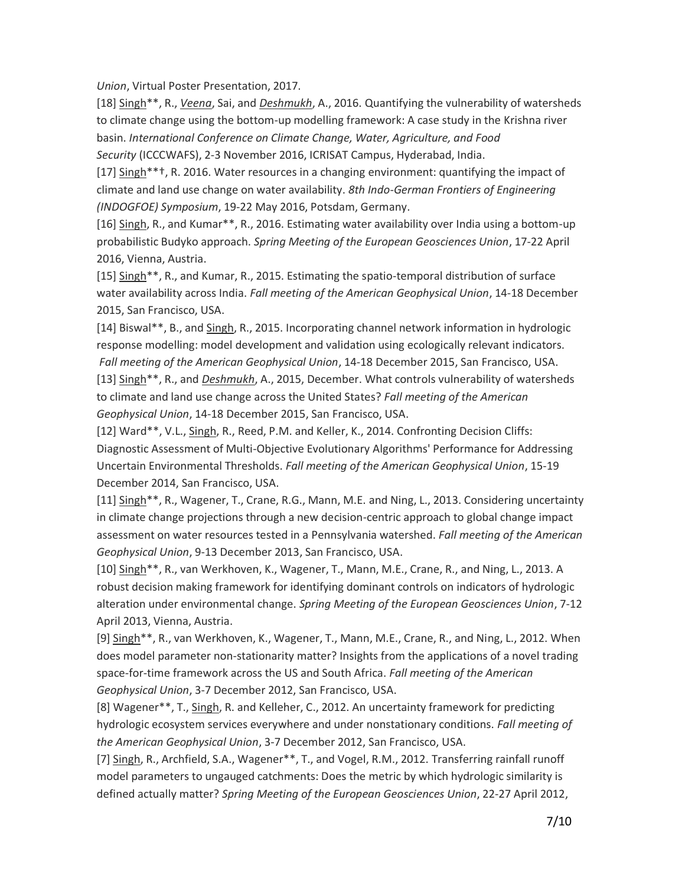*Union*, Virtual Poster Presentation, 2017.

[18] Singh**, R., *Veena*, Sai, and *Deshmukh*, A., 2016. Quantifying the vulnerability of watersheds to climate change using the bottom-up modelling framework: A case study in the Krishna river basin. *International Conference on Climate Change, Water, Agriculture, and Food Security* (ICCCWAFS), 2-3 November 2016, ICRISAT Campus, Hyderabad, India.

[17] Singh**†, R. 2016. Water resources in a changing environment: quantifying the impact of climate and land use change on water availability. *8th Indo-German Frontiers of Engineering (INDOGFOE) Symposium*, 19-22 May 2016, Potsdam, Germany.

[16] Singh, R., and Kumar**, R., 2016. Estimating water availability over India using a bottom-up probabilistic Budyko approach. *Spring Meeting of the European Geosciences Union*, 17-22 April 2016, Vienna, Austria.

[15] Singh**, R., and Kumar, R., 2015. Estimating the spatio-temporal distribution of surface water availability across India. *Fall meeting of the American Geophysical Union*, 14-18 December 2015, San Francisco, USA.

[14] Biswal**, B., and Singh, R., 2015. Incorporating channel network information in hydrologic response modelling: model development and validation using ecologically relevant indicators. *Fall meeting of the American Geophysical Union*, 14-18 December 2015, San Francisco, USA.

[13] Singh**, R., and *Deshmukh*, A., 2015, December. What controls vulnerability of watersheds to climate and land use change across the United States? *Fall meeting of the American Geophysical Union*, 14-18 December 2015, San Francisco, USA.

[12] Ward**, V.L., Singh, R., Reed, P.M. and Keller, K., 2014. Confronting Decision Cliffs: Diagnostic Assessment of Multi-Objective Evolutionary Algorithms' Performance for Addressing Uncertain Environmental Thresholds. *Fall meeting of the American Geophysical Union*, 15-19 December 2014, San Francisco, USA.

[11] Singh**, R., Wagener, T., Crane, R.G., Mann, M.E. and Ning, L., 2013. Considering uncertainty in climate change projections through a new decision-centric approach to global change impact assessment on water resources tested in a Pennsylvania watershed. *Fall meeting of the American Geophysical Union*, 9-13 December 2013, San Francisco, USA.

[10] Singh**, R., van Werkhoven, K., Wagener, T., Mann, M.E., Crane, R., and Ning, L., 2013. A robust decision making framework for identifying dominant controls on indicators of hydrologic alteration under environmental change. *Spring Meeting of the European Geosciences Union*, 7-12 April 2013, Vienna, Austria.

[9] Singh**, R., van Werkhoven, K., Wagener, T., Mann, M.E., Crane, R., and Ning, L., 2012. When does model parameter non-stationarity matter? Insights from the applications of a novel trading space-for-time framework across the US and South Africa. *Fall meeting of the American Geophysical Union*, 3-7 December 2012, San Francisco, USA.

[8] Wagener**, T., Singh, R. and Kelleher, C., 2012. An uncertainty framework for predicting hydrologic ecosystem services everywhere and under nonstationary conditions. *Fall meeting of the American Geophysical Union*, 3-7 December 2012, San Francisco, USA.

[7] Singh, R., Archfield, S.A., Wagener**, T., and Vogel, R.M., 2012. Transferring rainfall runoff model parameters to ungauged catchments: Does the metric by which hydrologic similarity is defined actually matter? *Spring Meeting of the European Geosciences Union*, 22-27 April 2012,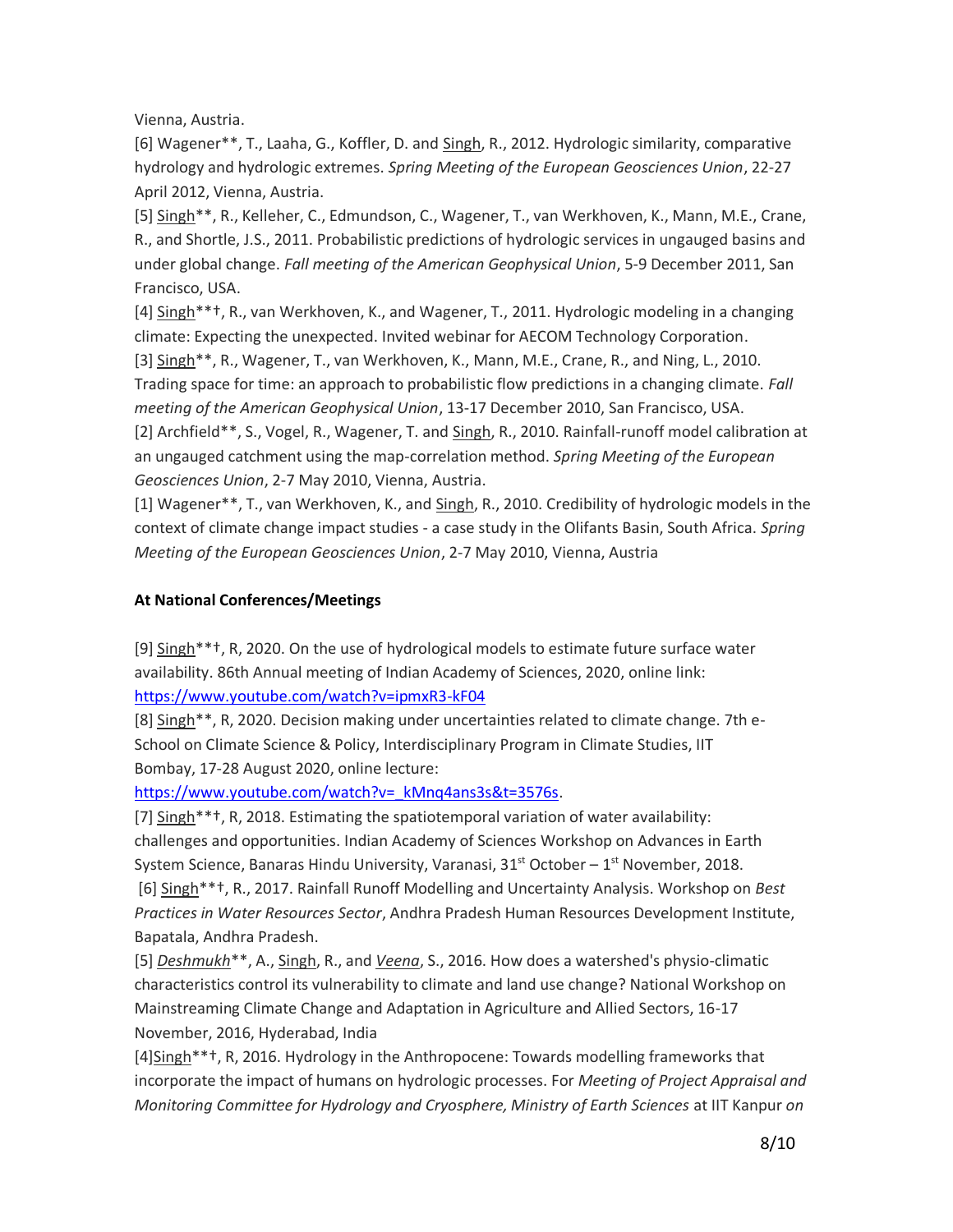Vienna, Austria.

[6] Wagener**, T., Laaha, G., Koffler, D. and Singh, R., 2012. Hydrologic similarity, comparative hydrology and hydrologic extremes. *Spring Meeting of the European Geosciences Union*, 22-27 April 2012, Vienna, Austria.

[5] Singh**, R., Kelleher, C., Edmundson, C., Wagener, T., van Werkhoven, K., Mann, M.E., Crane, R., and Shortle, J.S., 2011. Probabilistic predictions of hydrologic services in ungauged basins and under global change. *Fall meeting of the American Geophysical Union*, 5-9 December 2011, San Francisco, USA.

[4] Singh**†, R., van Werkhoven, K., and Wagener, T., 2011. Hydrologic modeling in a changing climate: Expecting the unexpected. Invited webinar for AECOM Technology Corporation.

[3] Singh**, R., Wagener, T., van Werkhoven, K., Mann, M.E., Crane, R., and Ning, L., 2010. Trading space for time: an approach to probabilistic flow predictions in a changing climate. *Fall meeting of the American Geophysical Union*, 13-17 December 2010, San Francisco, USA.

[2] Archfield**, S., Vogel, R., Wagener, T. and Singh, R., 2010. Rainfall-runoff model calibration at an ungauged catchment using the map-correlation method. *Spring Meeting of the European Geosciences Union*, 2-7 May 2010, Vienna, Austria.

[1] Wagener**, T., van Werkhoven, K., and Singh, R., 2010. Credibility of hydrologic models in the context of climate change impact studies - a case study in the Olifants Basin, South Africa. *Spring Meeting of the European Geosciences Union*, 2-7 May 2010, Vienna, Austria

**At National Conferences/Meetings**

[9] Singh**†, R, 2020. On the use of hydrological models to estimate future surface water availability. 86th Annual meeting of Indian Academy of Sciences, 2020, online link: https://www.youtube.com/watch?v=ipmxR3-kF04

[8] Singh**, R, 2020. Decision making under uncertainties related to climate change. 7th e-School on Climate Science & Policy, Interdisciplinary Program in Climate Studies, IIT Bombay, 17-28 August 2020, online lecture: https://www.youtube.com/watch?v=_kMnq4ans3s&t=3576s.

[7] Singh**†, R, 2018. Estimating the spatiotemporal variation of water availability: challenges and opportunities. Indian Academy of Sciences Workshop on Advances in Earth System Science, Banaras Hindu University, Varanasi, 31st October – 1st November, 2018.

[6] Singh**†, R., 2017. Rainfall Runoff Modelling and Uncertainty Analysis. Workshop on *Best Practices in Water Resources Sector*, Andhra Pradesh Human Resources Development Institute, Bapatala, Andhra Pradesh.

[5] *Deshmukh***, A., Singh, R., and *Veena*, S., 2016. How does a watershed's physio-climatic characteristics control its vulnerability to climate and land use change? National Workshop on Mainstreaming Climate Change and Adaptation in Agriculture and Allied Sectors, 16-17 November, 2016, Hyderabad, India

[4] Singh**†, R, 2016. Hydrology in the Anthropocene: Towards modelling frameworks that incorporate the impact of humans on hydrologic processes. For *Meeting of Project Appraisal and Monitoring Committee for Hydrology and Cryosphere, Ministry of Earth Sciences* at IIT Kanpur *on*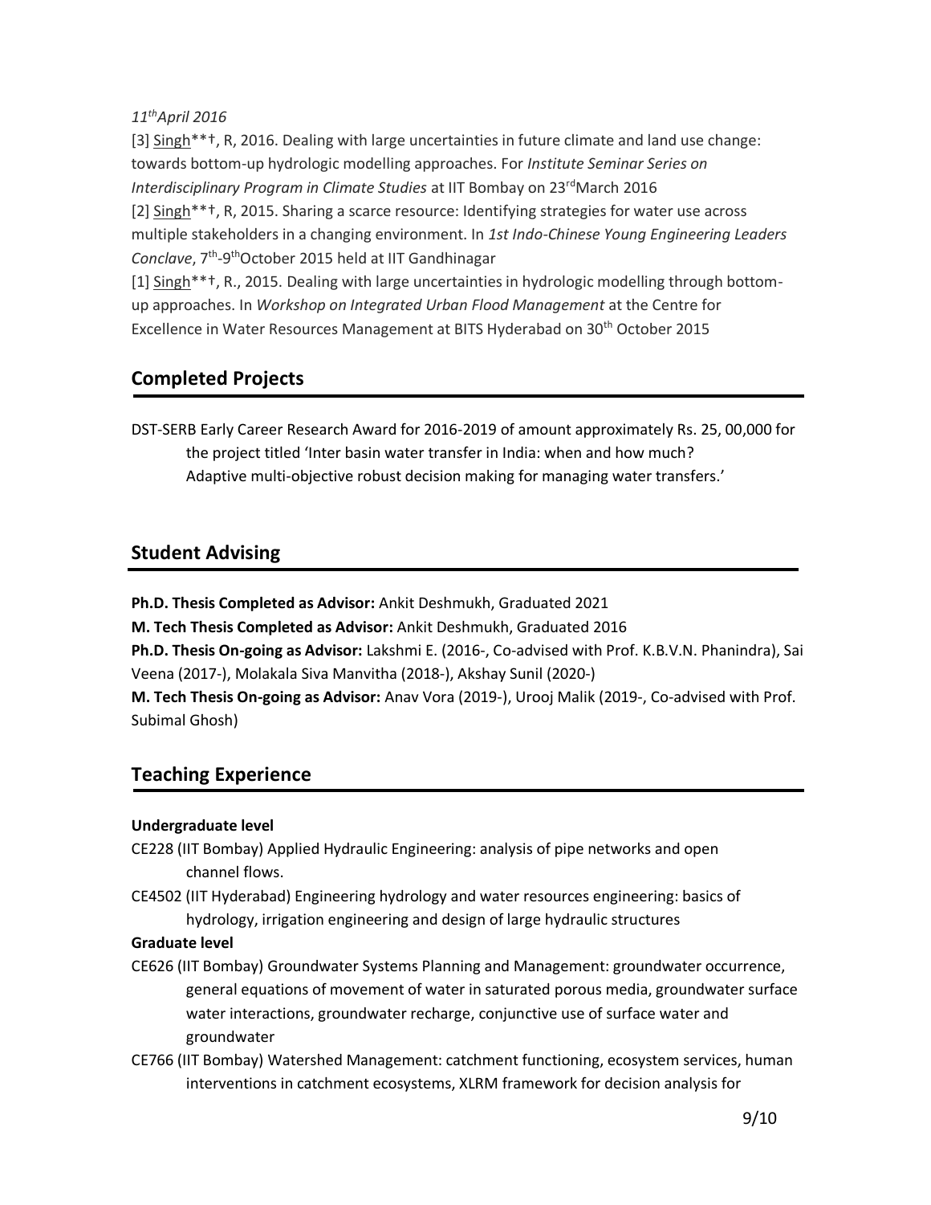*11th April 2016*

[3] <u>Singh</u>**†, R, 2016. Dealing with large uncertainties in future climate and land use change: towards bottom-up hydrologic modelling approaches. For *Institute Seminar Series on Interdisciplinary Program in Climate Studies* at IIT Bombay on 23rd March 2016

[2] <u>Singh</u>**†, R, 2015. Sharing a scarce resource: Identifying strategies for water use across multiple stakeholders in a changing environment. In *1st Indo-Chinese Young Engineering Leaders Conclave*, 7th-9th October 2015 held at IIT Gandhinagar

[1] <u>Singh</u>**†, R., 2015. Dealing with large uncertainties in hydrologic modelling through bottom-up approaches. In *Workshop on Integrated Urban Flood Management* at the Centre for Excellence in Water Resources Management at BITS Hyderabad on 30th October 2015

## Completed Projects

DST-SERB Early Career Research Award for 2016-2019 of amount approximately Rs. 25, 00,000 for the project titled 'Inter basin water transfer in India: when and how much? Adaptive multi-objective robust decision making for managing water transfers.'

## Student Advising

**Ph.D. Thesis Completed as Advisor:** Ankit Deshmukh, Graduated 2021

**M. Tech Thesis Completed as Advisor:** Ankit Deshmukh, Graduated 2016

**Ph.D. Thesis On-going as Advisor:** Lakshmi E. (2016-, Co-advised with Prof. K.B.V.N. Phanindra), Sai Veena (2017-), Molakala Siva Manvitha (2018-), Akshay Sunil (2020-)

**M. Tech Thesis On-going as Advisor:** Anav Vora (2019-), Urooj Malik (2019-, Co-advised with Prof. Subimal Ghosh)

## Teaching Experience

**Undergraduate level**

CE228 (IIT Bombay) Applied Hydraulic Engineering: analysis of pipe networks and open channel flows.

CE4502 (IIT Hyderabad) Engineering hydrology and water resources engineering: basics of hydrology, irrigation engineering and design of large hydraulic structures

**Graduate level**

CE626 (IIT Bombay) Groundwater Systems Planning and Management: groundwater occurrence, general equations of movement of water in saturated porous media, groundwater surface water interactions, groundwater recharge, conjunctive use of surface water and groundwater

CE766 (IIT Bombay) Watershed Management: catchment functioning, ecosystem services, human interventions in catchment ecosystems, XLRM framework for decision analysis for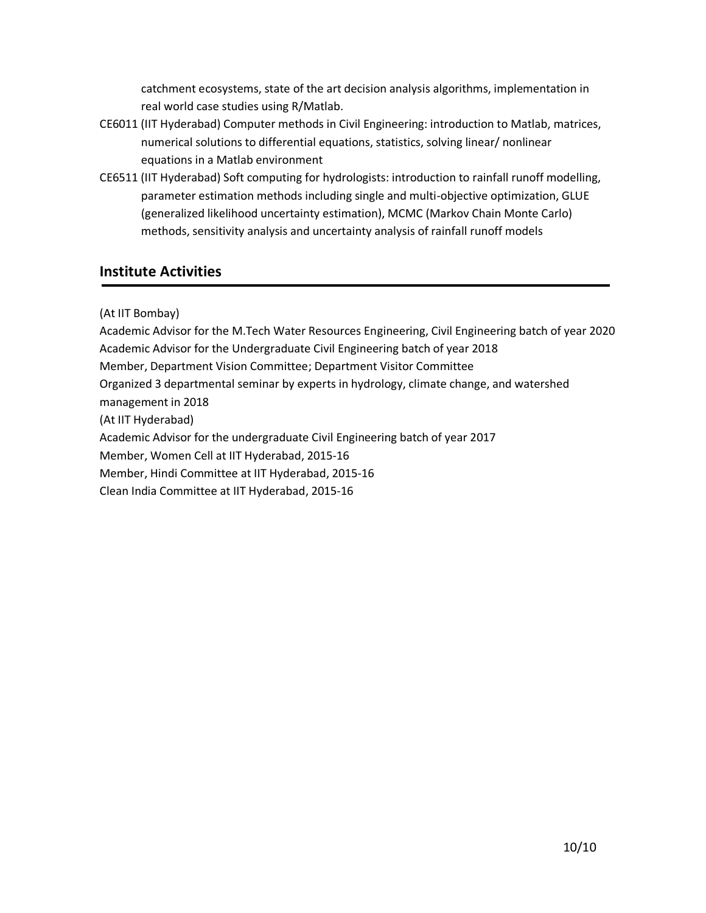catchment ecosystems, state of the art decision analysis algorithms, implementation in real world case studies using R/Matlab.

CE6011 (IIT Hyderabad) Computer methods in Civil Engineering: introduction to Matlab, matrices, numerical solutions to differential equations, statistics, solving linear/ nonlinear equations in a Matlab environment

CE6511 (IIT Hyderabad) Soft computing for hydrologists: introduction to rainfall runoff modelling, parameter estimation methods including single and multi-objective optimization, GLUE (generalized likelihood uncertainty estimation), MCMC (Markov Chain Monte Carlo) methods, sensitivity analysis and uncertainty analysis of rainfall runoff models

## Institute Activities

(At IIT Bombay)

Academic Advisor for the M.Tech Water Resources Engineering, Civil Engineering batch of year 2020

Academic Advisor for the Undergraduate Civil Engineering batch of year 2018

Member, Department Vision Committee; Department Visitor Committee

Organized 3 departmental seminar by experts in hydrology, climate change, and watershed management in 2018

(At IIT Hyderabad)

Academic Advisor for the undergraduate Civil Engineering batch of year 2017

Member, Women Cell at IIT Hyderabad, 2015-16

Member, Hindi Committee at IIT Hyderabad, 2015-16

Clean India Committee at IIT Hyderabad, 2015-16